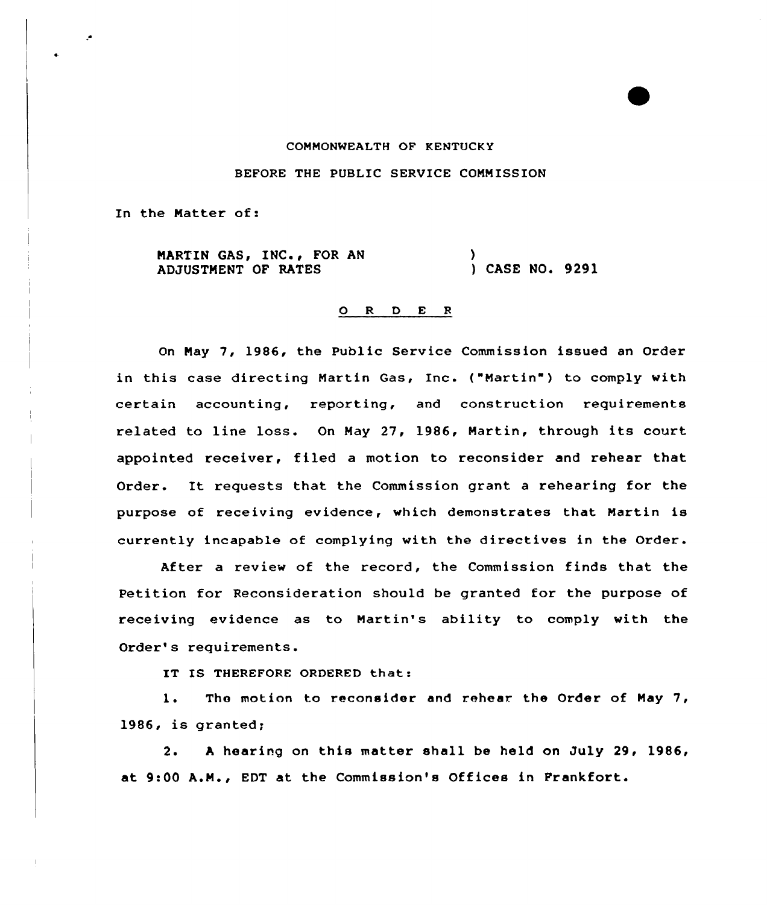COMMONWEALTH OF KENTUCKY

BEFORE THE PUBLIC SERVICE COMMISSION

In the Matter of:

MARTIN GAS, INC., FOR AN ADJUSTMENT OF RATES ) CASE NO. 9291

O R D E R

On May 7, 1986, the Public Service Commission issued an Order in this case directing Martin Gas, Inc. ("Martin") to comply with certain accounting, reporting, and construction requirements related to line loss. On May 27, 1986, Martin, through its court appointed receiver, filed a motion to reconsider and rehear that Order. It requests that the Commission grant a rehearing for the purpose of receiving evidence, which demonstrates that Martin is currently incapable of complying with the directives in the Order.

After a review of the record, the Commission finds that the Petition for Reconsideration should be granted for the purpose of receiving evidence as to Martin's ability to comply with the Order's requirements.

IT IS THEREFORE ORDERED that:

1. The motion to reconsider and rehear the Order of May 7, 1986, is granted;

2. A hearing on this matter shall be held on July 29, 1986, at 9:00 A.M., EDT at the Commission's Offices in Frankfort.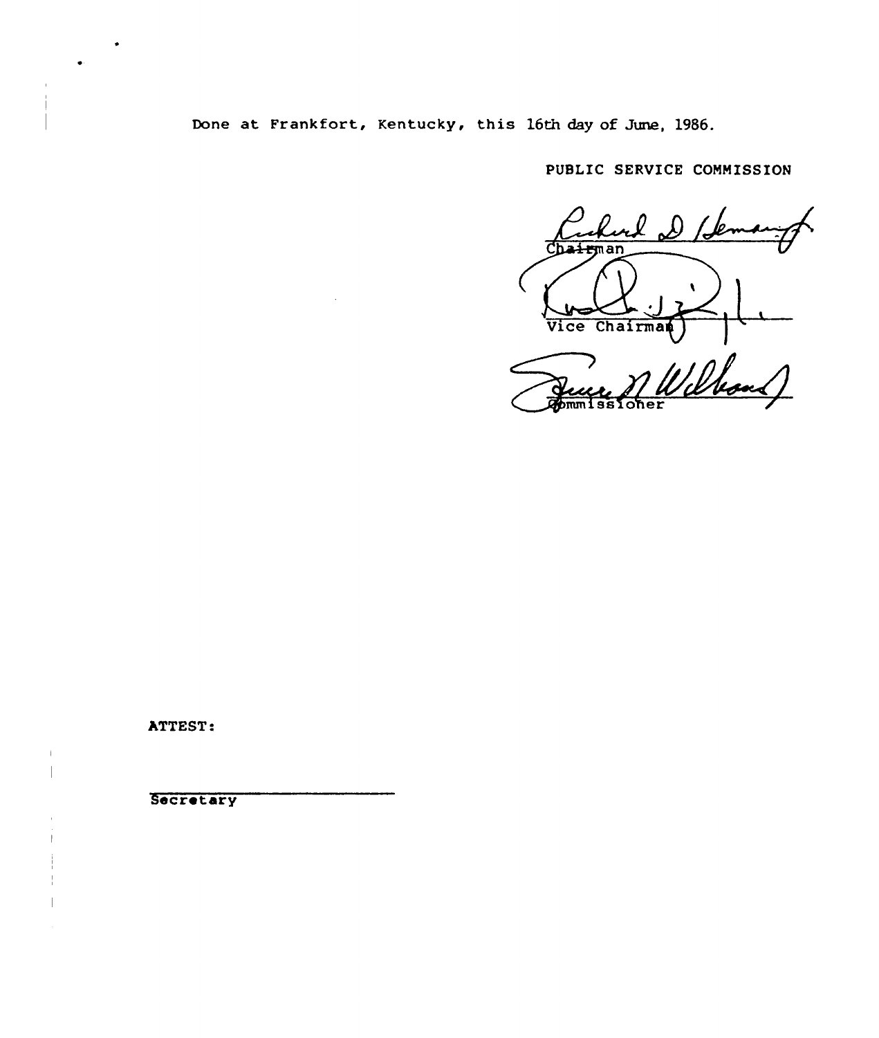Done at Frankfort, Kentucky, this 16th day of June, 1986.

PUBLIC SERVICE COMMISSION

Chairman

Vice Chairman

Commissioner

ATTEST:

Secretary